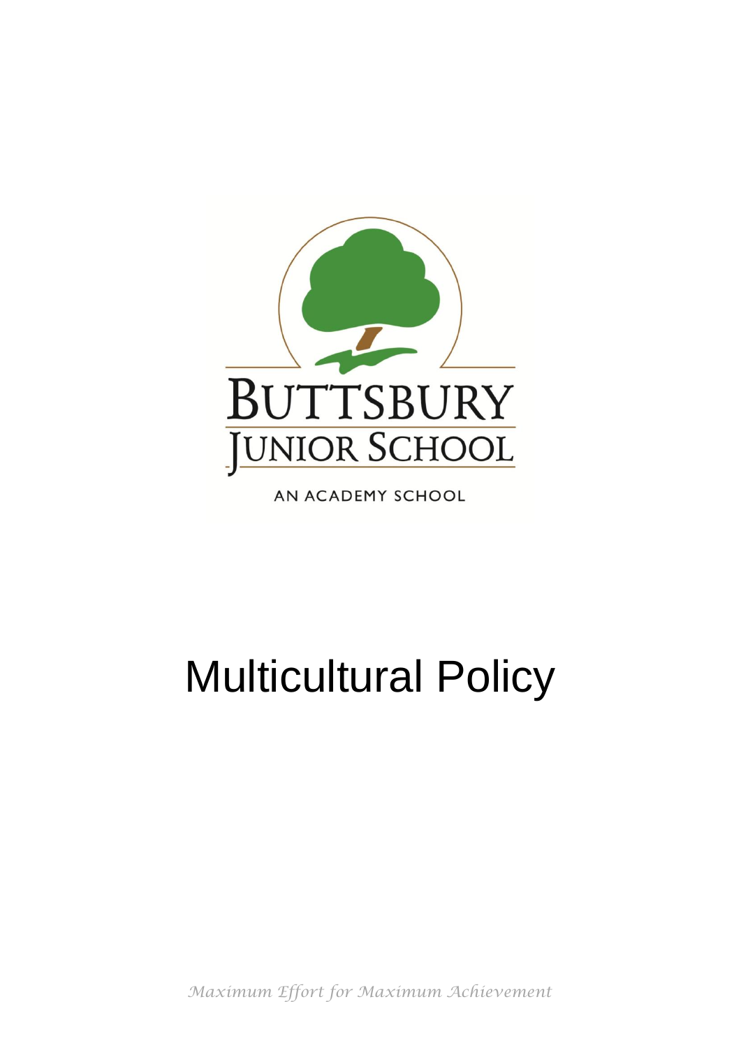BUTTSBURY
JUNIOR SCHOOL

AN ACADEMY SCHOOL

# Multicultural Policy

*Maximum Effort for Maximum Achievement*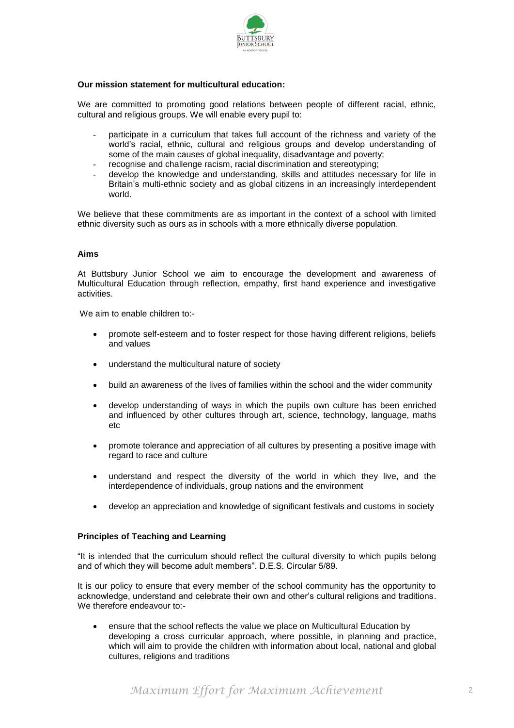**Our mission statement for multicultural education:**

We are committed to promoting good relations between people of different racial, ethnic, cultural and religious groups. We will enable every pupil to:

- participate in a curriculum that takes full account of the richness and variety of the world's racial, ethnic, cultural and religious groups and develop understanding of some of the main causes of global inequality, disadvantage and poverty;
- recognise and challenge racism, racial discrimination and stereotyping;
- develop the knowledge and understanding, skills and attitudes necessary for life in Britain's multi-ethnic society and as global citizens in an increasingly interdependent world.

We believe that these commitments are as important in the context of a school with limited ethnic diversity such as ours as in schools with a more ethnically diverse population.

**Aims**

At Buttsbury Junior School we aim to encourage the development and awareness of Multicultural Education through reflection, empathy, first hand experience and investigative activities.

We aim to enable children to:-

- promote self-esteem and to foster respect for those having different religions, beliefs and values
- understand the multicultural nature of society
- build an awareness of the lives of families within the school and the wider community
- develop understanding of ways in which the pupils own culture has been enriched and influenced by other cultures through art, science, technology, language, maths etc
- promote tolerance and appreciation of all cultures by presenting a positive image with regard to race and culture
- understand and respect the diversity of the world in which they live, and the interdependence of individuals, group nations and the environment
- develop an appreciation and knowledge of significant festivals and customs in society

**Principles of Teaching and Learning**

"It is intended that the curriculum should reflect the cultural diversity to which pupils belong and of which they will become adult members". D.E.S. Circular 5/89.

It is our policy to ensure that every member of the school community has the opportunity to acknowledge, understand and celebrate their own and other's cultural religions and traditions. We therefore endeavour to:-

- ensure that the school reflects the value we place on Multicultural Education by developing a cross curricular approach, where possible, in planning and practice, which will aim to provide the children with information about local, national and global cultures, religions and traditions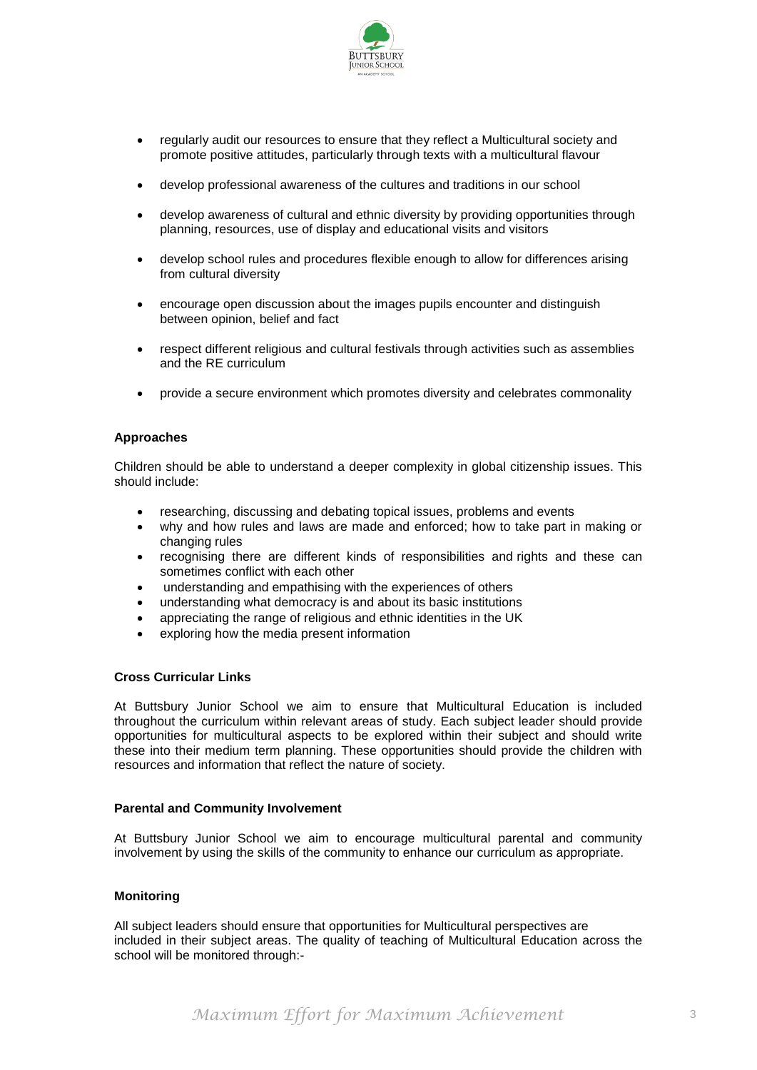- regularly audit our resources to ensure that they reflect a Multicultural society and promote positive attitudes, particularly through texts with a multicultural flavour

- develop professional awareness of the cultures and traditions in our school

- develop awareness of cultural and ethnic diversity by providing opportunities through planning, resources, use of display and educational visits and visitors

- develop school rules and procedures flexible enough to allow for differences arising from cultural diversity

- encourage open discussion about the images pupils encounter and distinguish between opinion, belief and fact

- respect different religious and cultural festivals through activities such as assemblies and the RE curriculum

- provide a secure environment which promotes diversity and celebrates commonality

**Approaches**

Children should be able to understand a deeper complexity in global citizenship issues. This should include:

- researching, discussing and debating topical issues, problems and events
- why and how rules and laws are made and enforced; how to take part in making or changing rules
- recognising there are different kinds of responsibilities and rights and these can sometimes conflict with each other
- understanding and empathising with the experiences of others
- understanding what democracy is and about its basic institutions
- appreciating the range of religious and ethnic identities in the UK
- exploring how the media present information

**Cross Curricular Links**

At Buttsbury Junior School we aim to ensure that Multicultural Education is included throughout the curriculum within relevant areas of study. Each subject leader should provide opportunities for multicultural aspects to be explored within their subject and should write these into their medium term planning. These opportunities should provide the children with resources and information that reflect the nature of society.

**Parental and Community Involvement**

At Buttsbury Junior School we aim to encourage multicultural parental and community involvement by using the skills of the community to enhance our curriculum as appropriate.

**Monitoring**

All subject leaders should ensure that opportunities for Multicultural perspectives are included in their subject areas. The quality of teaching of Multicultural Education across the school will be monitored through:-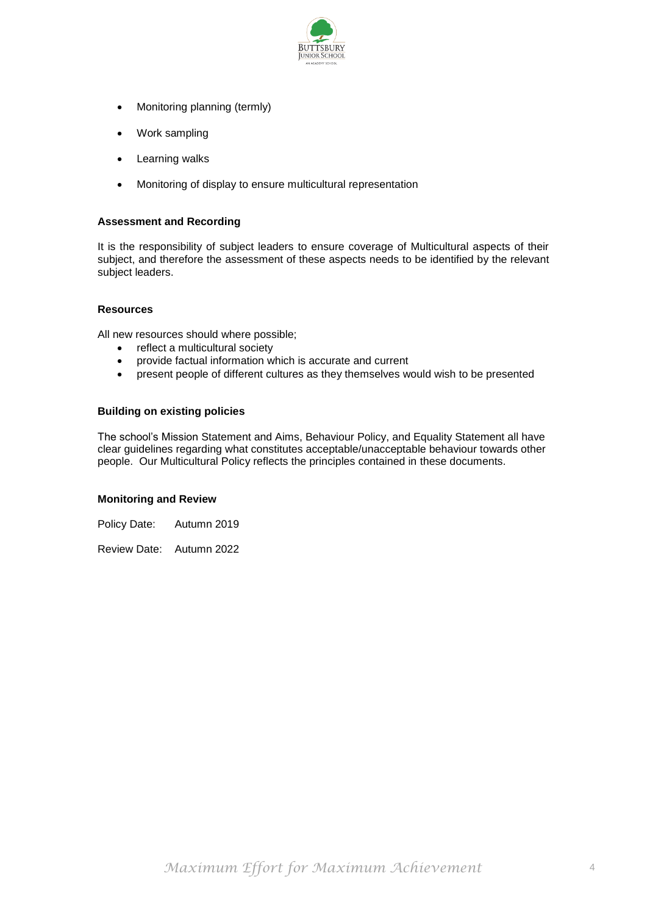- Monitoring planning (termly)
- Work sampling
- Learning walks
- Monitoring of display to ensure multicultural representation

**Assessment and Recording**

It is the responsibility of subject leaders to ensure coverage of Multicultural aspects of their subject, and therefore the assessment of these aspects needs to be identified by the relevant subject leaders.

**Resources**

All new resources should where possible;

- reflect a multicultural society
- provide factual information which is accurate and current
- present people of different cultures as they themselves would wish to be presented

**Building on existing policies**

The school's Mission Statement and Aims, Behaviour Policy, and Equality Statement all have clear guidelines regarding what constitutes acceptable/unacceptable behaviour towards other people. Our Multicultural Policy reflects the principles contained in these documents.

**Monitoring and Review**

Policy Date: Autumn 2019

Review Date: Autumn 2022